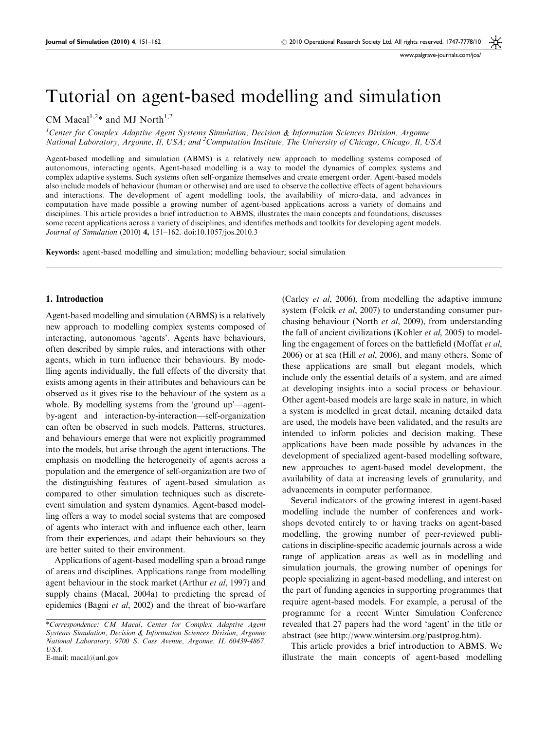# Tutorial on agent-based modelling and simulation

CM Macal[1,2]* and MJ North[1,2]

[1] *Center for Complex Adaptive Agent Systems Simulation, Decision & Information Sciences Division, Argonne National Laboratory, Argonne, Il, USA; and* [2] *Computation Institute, The University of Chicago, Chicago, Il, USA*

Agent-based modelling and simulation (ABMS) is a relatively new approach to modelling systems composed of autonomous, interacting agents. Agent-based modelling is a way to model the dynamics of complex systems and complex adaptive systems. Such systems often self-organize themselves and create emergent order. Agent-based models also include models of behaviour (human or otherwise) and are used to observe the collective effects of agent behaviours and interactions. The development of agent modelling tools, the availability of micro-data, and advances in computation have made possible a growing number of agent-based applications across a variety of domains and disciplines. This article provides a brief introduction to ABMS, illustrates the main concepts and foundations, discusses some recent applications across a variety of disciplines, and identifies methods and toolkits for developing agent models. *Journal of Simulation* (2010) **4,** 151–162. doi:10.1057/jos.2010.3

**Keywords:** agent-based modelling and simulation; modelling behaviour; social simulation

## 1. Introduction

Agent-based modelling and simulation (ABMS) is a relatively new approach to modelling complex systems composed of interacting, autonomous 'agents'. Agents have behaviours, often described by simple rules, and interactions with other agents, which in turn influence their behaviours. By modelling agents individually, the full effects of the diversity that exists among agents in their attributes and behaviours can be observed as it gives rise to the behaviour of the system as a whole. By modelling systems from the 'ground up'—agent-by-agent and interaction-by-interaction—self-organization can often be observed in such models. Patterns, structures, and behaviours emerge that were not explicitly programmed into the models, but arise through the agent interactions. The emphasis on modelling the heterogeneity of agents across a population and the emergence of self-organization are two of the distinguishing features of agent-based simulation as compared to other simulation techniques such as discrete-event simulation and system dynamics. Agent-based modelling offers a way to model social systems that are composed of agents who interact with and influence each other, learn from their experiences, and adapt their behaviours so they are better suited to their environment.

Applications of agent-based modelling span a broad range of areas and disciplines. Applications range from modelling agent behaviour in the stock market (Arthur *et al*, 1997) and supply chains (Macal, 2004a) to predicting the spread of epidemics (Bagni *et al*, 2002) and the threat of bio-warfare (Carley *et al*, 2006), from modelling the adaptive immune system (Folcik *et al*, 2007) to understanding consumer purchasing behaviour (North *et al*, 2009), from understanding the fall of ancient civilizations (Kohler *et al*, 2005) to modelling the engagement of forces on the battlefield (Moffat *et al*, 2006) or at sea (Hill *et al*, 2006), and many others. Some of these applications are small but elegant models, which include only the essential details of a system, and are aimed at developing insights into a social process or behaviour. Other agent-based models are large scale in nature, in which a system is modelled in great detail, meaning detailed data are used, the models have been validated, and the results are intended to inform policies and decision making. These applications have been made possible by advances in the development of specialized agent-based modelling software, new approaches to agent-based model development, the availability of data at increasing levels of granularity, and advancements in computer performance.

Several indicators of the growing interest in agent-based modelling include the number of conferences and workshops devoted entirely to or having tracks on agent-based modelling, the growing number of peer-reviewed publications in discipline-specific academic journals across a wide range of application areas as well as in modelling and simulation journals, the growing number of openings for people specializing in agent-based modelling, and interest on the part of funding agencies in supporting programmes that require agent-based models. For example, a perusal of the programme for a recent Winter Simulation Conference revealed that 27 papers had the word 'agent' in the title or abstract (see http://www.wintersim.org/pastprog.htm).

This article provides a brief introduction to ABMS. We illustrate the main concepts of agent-based modelling

*Correspondence: CM Macal, Center for Complex Adaptive Agent Systems Simulation, Decision & Information Sciences Division, Argonne National Laboratory, 9700 S. Cass Avenue, Argonne, IL 60439-4867, USA.
E-mail: macal@anl.gov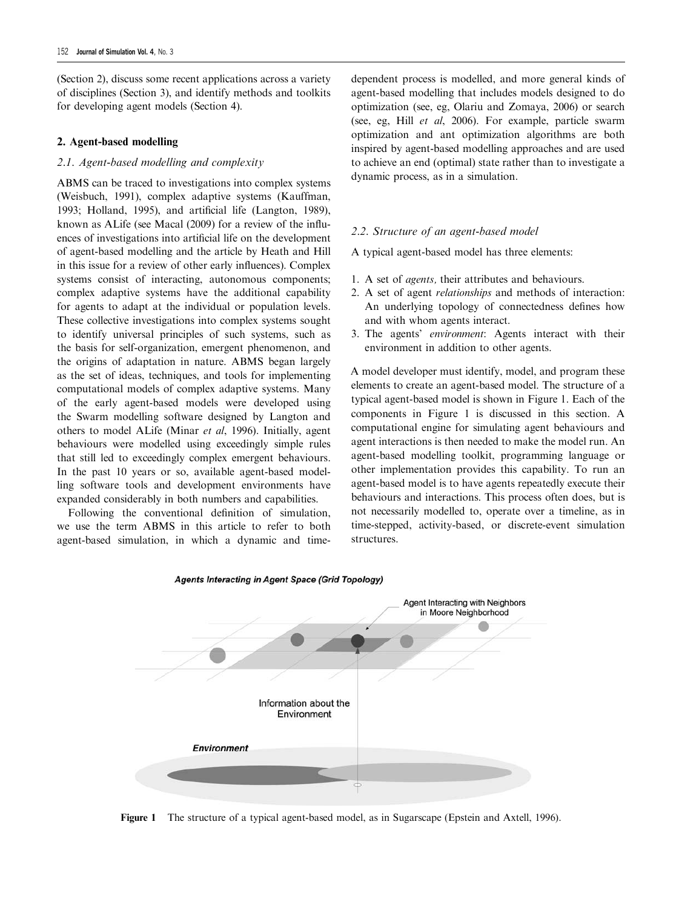(Section 2), discuss some recent applications across a variety of disciplines (Section 3), and identify methods and toolkits for developing agent models (Section 4).

## 2. Agent-based modelling

### 2.1. Agent-based modelling and complexity

ABMS can be traced to investigations into complex systems (Weisbuch, 1991), complex adaptive systems (Kauffman, 1993; Holland, 1995), and artificial life (Langton, 1989), known as ALife (see Macal (2009) for a review of the influences of investigations into artificial life on the development of agent-based modelling and the article by Heath and Hill in this issue for a review of other early influences). Complex systems consist of interacting, autonomous components; complex adaptive systems have the additional capability for agents to adapt at the individual or population levels. These collective investigations into complex systems sought to identify universal principles of such systems, such as the basis for self-organization, emergent phenomenon, and the origins of adaptation in nature. ABMS began largely as the set of ideas, techniques, and tools for implementing computational models of complex adaptive systems. Many of the early agent-based models were developed using the Swarm modelling software designed by Langton and others to model ALife (Minar *et al*, 1996). Initially, agent behaviours were modelled using exceedingly simple rules that still led to exceedingly complex emergent behaviours. In the past 10 years or so, available agent-based modelling software tools and development environments have expanded considerably in both numbers and capabilities.

Following the conventional definition of simulation, we use the term ABMS in this article to refer to both agent-based simulation, in which a dynamic and time-dependent process is modelled, and more general kinds of agent-based modelling that includes models designed to do optimization (see, eg, Olariu and Zomaya, 2006) or search (see, eg, Hill *et al*, 2006). For example, particle swarm optimization and ant optimization algorithms are both inspired by agent-based modelling approaches and are used to achieve an end (optimal) state rather than to investigate a dynamic process, as in a simulation.

### 2.2. Structure of an agent-based model

A typical agent-based model has three elements:

1. A set of *agents,* their attributes and behaviours.
2. A set of agent *relationships* and methods of interaction: An underlying topology of connectedness defines how and with whom agents interact.
3. The agents' *environment*: Agents interact with their environment in addition to other agents.

A model developer must identify, model, and program these elements to create an agent-based model. The structure of a typical agent-based model is shown in Figure 1. Each of the components in Figure 1 is discussed in this section. A computational engine for simulating agent behaviours and agent interactions is then needed to make the model run. An agent-based modelling toolkit, programming language or other implementation provides this capability. To run an agent-based model is to have agents repeatedly execute their behaviours and interactions. This process often does, but is not necessarily modelled to, operate over a timeline, as in time-stepped, activity-based, or discrete-event simulation structures.

**Figure 1** The structure of a typical agent-based model, as in Sugarscape (Epstein and Axtell, 1996).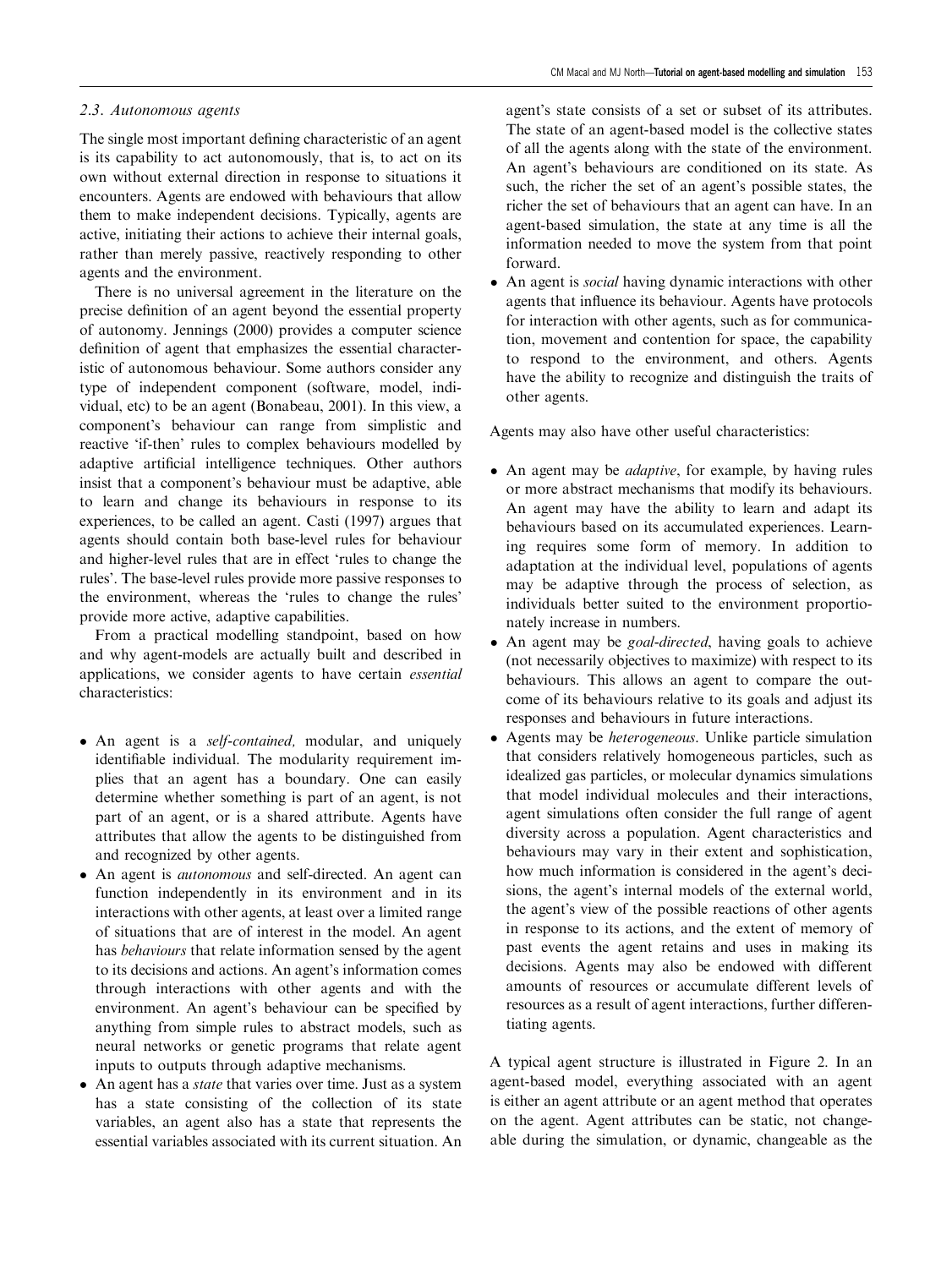### 2.3. Autonomous agents

The single most important defining characteristic of an agent is its capability to act autonomously, that is, to act on its own without external direction in response to situations it encounters. Agents are endowed with behaviours that allow them to make independent decisions. Typically, agents are active, initiating their actions to achieve their internal goals, rather than merely passive, reactively responding to other agents and the environment.

There is no universal agreement in the literature on the precise definition of an agent beyond the essential property of autonomy. Jennings (2000) provides a computer science definition of agent that emphasizes the essential characteristic of autonomous behaviour. Some authors consider any type of independent component (software, model, individual, etc) to be an agent (Bonabeau, 2001). In this view, a component's behaviour can range from simplistic and reactive 'if-then' rules to complex behaviours modelled by adaptive artificial intelligence techniques. Other authors insist that a component's behaviour must be adaptive, able to learn and change its behaviours in response to its experiences, to be called an agent. Casti (1997) argues that agents should contain both base-level rules for behaviour and higher-level rules that are in effect 'rules to change the rules'. The base-level rules provide more passive responses to the environment, whereas the 'rules to change the rules' provide more active, adaptive capabilities.

From a practical modelling standpoint, based on how and why agent-models are actually built and described in applications, we consider agents to have certain *essential* characteristics:

- An agent is a *self-contained,* modular, and uniquely identifiable individual. The modularity requirement implies that an agent has a boundary. One can easily determine whether something is part of an agent, is not part of an agent, or is a shared attribute. Agents have attributes that allow the agents to be distinguished from and recognized by other agents.
- An agent is *autonomous* and self-directed. An agent can function independently in its environment and in its interactions with other agents, at least over a limited range of situations that are of interest in the model. An agent has *behaviours* that relate information sensed by the agent to its decisions and actions. An agent's information comes through interactions with other agents and with the environment. An agent's behaviour can be specified by anything from simple rules to abstract models, such as neural networks or genetic programs that relate agent inputs to outputs through adaptive mechanisms.
- An agent has a *state* that varies over time. Just as a system has a state consisting of the collection of its state variables, an agent also has a state that represents the essential variables associated with its current situation. An agent's state consists of a set or subset of its attributes. The state of an agent-based model is the collective states of all the agents along with the state of the environment. An agent's behaviours are conditioned on its state. As such, the richer the set of an agent's possible states, the richer the set of behaviours that an agent can have. In an agent-based simulation, the state at any time is all the information needed to move the system from that point forward.
- An agent is *social* having dynamic interactions with other agents that influence its behaviour. Agents have protocols for interaction with other agents, such as for communication, movement and contention for space, the capability to respond to the environment, and others. Agents have the ability to recognize and distinguish the traits of other agents.

Agents may also have other useful characteristics:

- An agent may be *adaptive*, for example, by having rules or more abstract mechanisms that modify its behaviours. An agent may have the ability to learn and adapt its behaviours based on its accumulated experiences. Learning requires some form of memory. In addition to adaptation at the individual level, populations of agents may be adaptive through the process of selection, as individuals better suited to the environment proportionately increase in numbers.
- An agent may be *goal-directed*, having goals to achieve (not necessarily objectives to maximize) with respect to its behaviours. This allows an agent to compare the outcome of its behaviours relative to its goals and adjust its responses and behaviours in future interactions.
- Agents may be *heterogeneous*. Unlike particle simulation that considers relatively homogeneous particles, such as idealized gas particles, or molecular dynamics simulations that model individual molecules and their interactions, agent simulations often consider the full range of agent diversity across a population. Agent characteristics and behaviours may vary in their extent and sophistication, how much information is considered in the agent's decisions, the agent's internal models of the external world, the agent's view of the possible reactions of other agents in response to its actions, and the extent of memory of past events the agent retains and uses in making its decisions. Agents may also be endowed with different amounts of resources or accumulate different levels of resources as a result of agent interactions, further differentiating agents.

A typical agent structure is illustrated in Figure 2. In an agent-based model, everything associated with an agent is either an agent attribute or an agent method that operates on the agent. Agent attributes can be static, not changeable during the simulation, or dynamic, changeable as the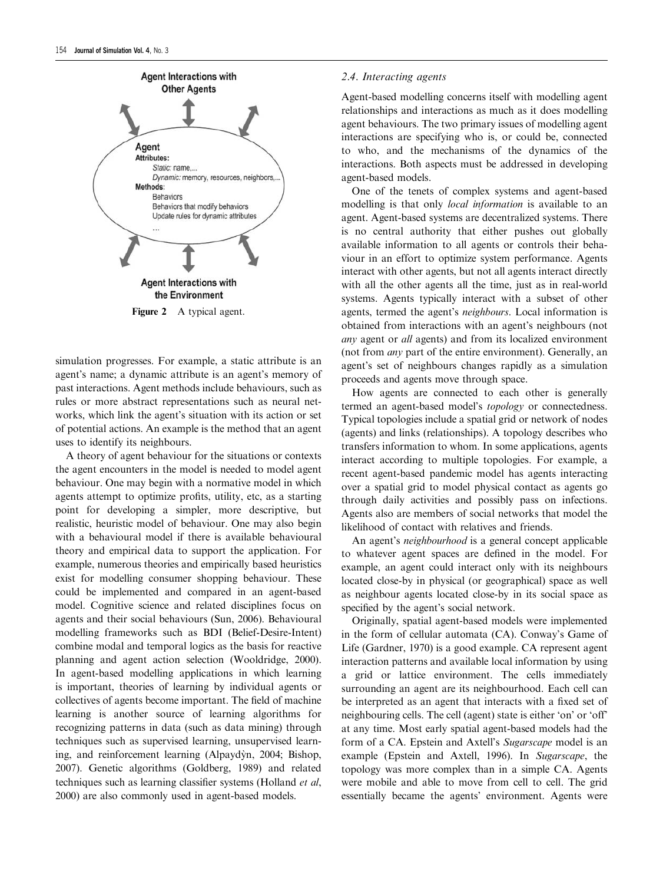Agent Interactions with Other Agents

Agent
**Attributes:**
*Static:* name,...
*Dynamic:* memory, resources, neighbors,...
**Methods:**
Behaviors
Behaviors that modify behaviors
Update rules for dynamic attributes
...

Agent Interactions with the Environment

**Figure 2** A typical agent.

simulation progresses. For example, a static attribute is an agent's name; a dynamic attribute is an agent's memory of past interactions. Agent methods include behaviours, such as rules or more abstract representations such as neural networks, which link the agent's situation with its action or set of potential actions. An example is the method that an agent uses to identify its neighbours.

A theory of agent behaviour for the situations or contexts the agent encounters in the model is needed to model agent behaviour. One may begin with a normative model in which agents attempt to optimize profits, utility, etc, as a starting point for developing a simpler, more descriptive, but realistic, heuristic model of behaviour. One may also begin with a behavioural model if there is available behavioural theory and empirical data to support the application. For example, numerous theories and empirically based heuristics exist for modelling consumer shopping behaviour. These could be implemented and compared in an agent-based model. Cognitive science and related disciplines focus on agents and their social behaviours (Sun, 2006). Behavioural modelling frameworks such as BDI (Belief-Desire-Intent) combine modal and temporal logics as the basis for reactive planning and agent action selection (Wooldridge, 2000). In agent-based modelling applications in which learning is important, theories of learning by individual agents or collectives of agents become important. The field of machine learning is another source of learning algorithms for recognizing patterns in data (such as data mining) through techniques such as supervised learning, unsupervised learning, and reinforcement learning (Alpaydŷn, 2004; Bishop, 2007). Genetic algorithms (Goldberg, 1989) and related techniques such as learning classifier systems (Holland *et al*, 2000) are also commonly used in agent-based models.

### 2.4. Interacting agents

Agent-based modelling concerns itself with modelling agent relationships and interactions as much as it does modelling agent behaviours. The two primary issues of modelling agent interactions are specifying who is, or could be, connected to who, and the mechanisms of the dynamics of the interactions. Both aspects must be addressed in developing agent-based models.

One of the tenets of complex systems and agent-based modelling is that only *local information* is available to an agent. Agent-based systems are decentralized systems. There is no central authority that either pushes out globally available information to all agents or controls their behaviour in an effort to optimize system performance. Agents interact with other agents, but not all agents interact directly with all the other agents all the time, just as in real-world systems. Agents typically interact with a subset of other agents, termed the agent's *neighbours*. Local information is obtained from interactions with an agent's neighbours (not *any* agent or *all* agents) and from its localized environment (not from *any* part of the entire environment). Generally, an agent's set of neighbours changes rapidly as a simulation proceeds and agents move through space.

How agents are connected to each other is generally termed an agent-based model's *topology* or connectedness. Typical topologies include a spatial grid or network of nodes (agents) and links (relationships). A topology describes who transfers information to whom. In some applications, agents interact according to multiple topologies. For example, a recent agent-based pandemic model has agents interacting over a spatial grid to model physical contact as agents go through daily activities and possibly pass on infections. Agents also are members of social networks that model the likelihood of contact with relatives and friends.

An agent's *neighbourhood* is a general concept applicable to whatever agent spaces are defined in the model. For example, an agent could interact only with its neighbours located close-by in physical (or geographical) space as well as neighbour agents located close-by in its social space as specified by the agent's social network.

Originally, spatial agent-based models were implemented in the form of cellular automata (CA). Conway's Game of Life (Gardner, 1970) is a good example. CA represent agent interaction patterns and available local information by using a grid or lattice environment. The cells immediately surrounding an agent are its neighbourhood. Each cell can be interpreted as an agent that interacts with a fixed set of neighbouring cells. The cell (agent) state is either 'on' or 'off' at any time. Most early spatial agent-based models had the form of a CA. Epstein and Axtell's *Sugarscape* model is an example (Epstein and Axtell, 1996). In *Sugarscape*, the topology was more complex than in a simple CA. Agents were mobile and able to move from cell to cell. The grid essentially became the agents' environment. Agents were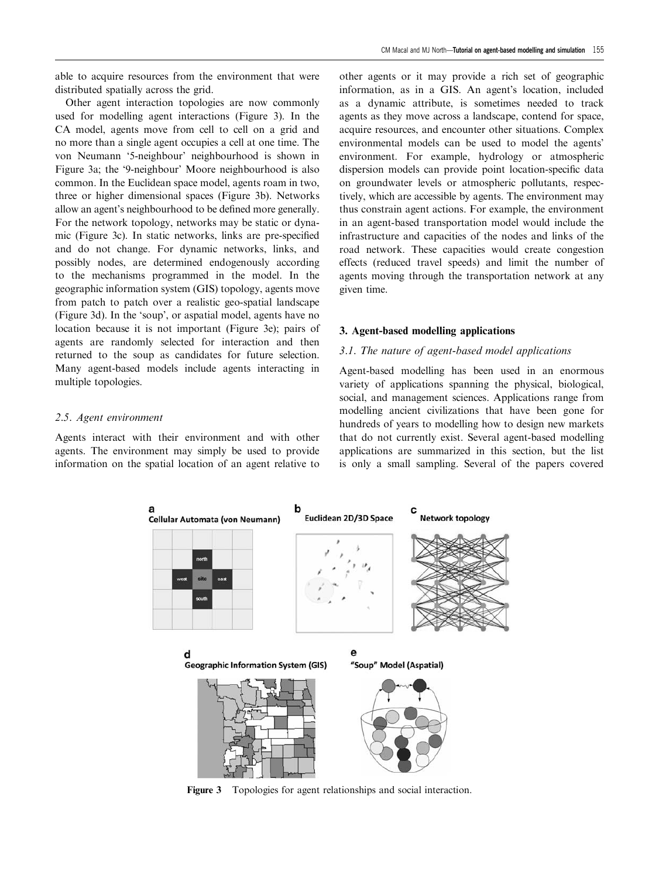able to acquire resources from the environment that were distributed spatially across the grid.

Other agent interaction topologies are now commonly used for modelling agent interactions (Figure 3). In the CA model, agents move from cell to cell on a grid and no more than a single agent occupies a cell at one time. The von Neumann '5-neighbour' neighbourhood is shown in Figure 3a; the '9-neighbour' Moore neighbourhood is also common. In the Euclidean space model, agents roam in two, three or higher dimensional spaces (Figure 3b). Networks allow an agent's neighbourhood to be defined more generally. For the network topology, networks may be static or dynamic (Figure 3c). In static networks, links are pre-specified and do not change. For dynamic networks, links, and possibly nodes, are determined endogenously according to the mechanisms programmed in the model. In the geographic information system (GIS) topology, agents move from patch to patch over a realistic geo-spatial landscape (Figure 3d). In the 'soup', or aspatial model, agents have no location because it is not important (Figure 3e); pairs of agents are randomly selected for interaction and then returned to the soup as candidates for future selection. Many agent-based models include agents interacting in multiple topologies.

### *2.5. Agent environment*

Agents interact with their environment and with other agents. The environment may simply be used to provide information on the spatial location of an agent relative to other agents or it may provide a rich set of geographic information, as in a GIS. An agent's location, included as a dynamic attribute, is sometimes needed to track agents as they move across a landscape, contend for space, acquire resources, and encounter other situations. Complex environmental models can be used to model the agents' environment. For example, hydrology or atmospheric dispersion models can provide point location-specific data on groundwater levels or atmospheric pollutants, respectively, which are accessible by agents. The environment may thus constrain agent actions. For example, the environment in an agent-based transportation model would include the infrastructure and capacities of the nodes and links of the road network. These capacities would create congestion effects (reduced travel speeds) and limit the number of agents moving through the transportation network at any given time.

## 3. Agent-based modelling applications

### *3.1. The nature of agent-based model applications*

Agent-based modelling has been used in an enormous variety of applications spanning the physical, biological, social, and management sciences. Applications range from modelling ancient civilizations that have been gone for hundreds of years to modelling how to design new markets that do not currently exist. Several agent-based modelling applications are summarized in this section, but the list is only a small sampling. Several of the papers covered

**Figure 3** Topologies for agent relationships and social interaction.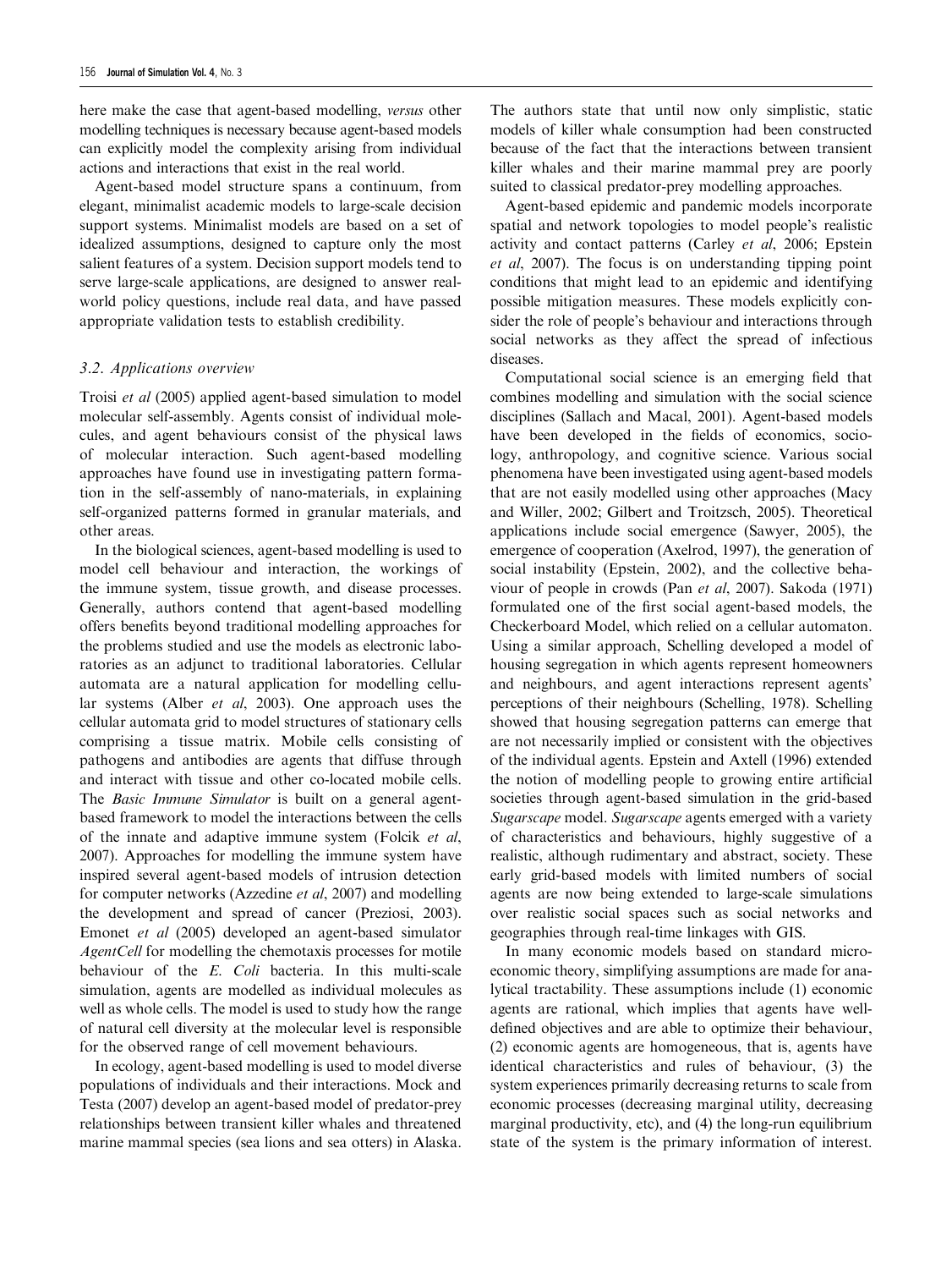here make the case that agent-based modelling, *versus* other modelling techniques is necessary because agent-based models can explicitly model the complexity arising from individual actions and interactions that exist in the real world.

Agent-based model structure spans a continuum, from elegant, minimalist academic models to large-scale decision support systems. Minimalist models are based on a set of idealized assumptions, designed to capture only the most salient features of a system. Decision support models tend to serve large-scale applications, are designed to answer real-world policy questions, include real data, and have passed appropriate validation tests to establish credibility.

### *3.2. Applications overview*

Troisi *et al* (2005) applied agent-based simulation to model molecular self-assembly. Agents consist of individual molecules, and agent behaviours consist of the physical laws of molecular interaction. Such agent-based modelling approaches have found use in investigating pattern formation in the self-assembly of nano-materials, in explaining self-organized patterns formed in granular materials, and other areas.

In the biological sciences, agent-based modelling is used to model cell behaviour and interaction, the workings of the immune system, tissue growth, and disease processes. Generally, authors contend that agent-based modelling offers benefits beyond traditional modelling approaches for the problems studied and use the models as electronic laboratories as an adjunct to traditional laboratories. Cellular automata are a natural application for modelling cellular systems (Alber *et al*, 2003). One approach uses the cellular automata grid to model structures of stationary cells comprising a tissue matrix. Mobile cells consisting of pathogens and antibodies are agents that diffuse through and interact with tissue and other co-located mobile cells. The *Basic Immune Simulator* is built on a general agent-based framework to model the interactions between the cells of the innate and adaptive immune system (Folcik *et al*, 2007). Approaches for modelling the immune system have inspired several agent-based models of intrusion detection for computer networks (Azzedine *et al*, 2007) and modelling the development and spread of cancer (Preziosi, 2003). Emonet *et al* (2005) developed an agent-based simulator *AgentCell* for modelling the chemotaxis processes for motile behaviour of the *E. Coli* bacteria. In this multi-scale simulation, agents are modelled as individual molecules as well as whole cells. The model is used to study how the range of natural cell diversity at the molecular level is responsible for the observed range of cell movement behaviours.

In ecology, agent-based modelling is used to model diverse populations of individuals and their interactions. Mock and Testa (2007) develop an agent-based model of predator-prey relationships between transient killer whales and threatened marine mammal species (sea lions and sea otters) in Alaska. The authors state that until now only simplistic, static models of killer whale consumption had been constructed because of the fact that the interactions between transient killer whales and their marine mammal prey are poorly suited to classical predator-prey modelling approaches.

Agent-based epidemic and pandemic models incorporate spatial and network topologies to model people's realistic activity and contact patterns (Carley *et al*, 2006; Epstein *et al*, 2007). The focus is on understanding tipping point conditions that might lead to an epidemic and identifying possible mitigation measures. These models explicitly consider the role of people's behaviour and interactions through social networks as they affect the spread of infectious diseases.

Computational social science is an emerging field that combines modelling and simulation with the social science disciplines (Sallach and Macal, 2001). Agent-based models have been developed in the fields of economics, sociology, anthropology, and cognitive science. Various social phenomena have been investigated using agent-based models that are not easily modelled using other approaches (Macy and Willer, 2002; Gilbert and Troitzsch, 2005). Theoretical applications include social emergence (Sawyer, 2005), the emergence of cooperation (Axelrod, 1997), the generation of social instability (Epstein, 2002), and the collective behaviour of people in crowds (Pan *et al*, 2007). Sakoda (1971) formulated one of the first social agent-based models, the Checkerboard Model, which relied on a cellular automaton. Using a similar approach, Schelling developed a model of housing segregation in which agents represent homeowners and neighbours, and agent interactions represent agents' perceptions of their neighbours (Schelling, 1978). Schelling showed that housing segregation patterns can emerge that are not necessarily implied or consistent with the objectives of the individual agents. Epstein and Axtell (1996) extended the notion of modelling people to growing entire artificial societies through agent-based simulation in the grid-based *Sugarscape* model. *Sugarscape* agents emerged with a variety of characteristics and behaviours, highly suggestive of a realistic, although rudimentary and abstract, society. These early grid-based models with limited numbers of social agents are now being extended to large-scale simulations over realistic social spaces such as social networks and geographies through real-time linkages with GIS.

In many economic models based on standard microeconomic theory, simplifying assumptions are made for analytical tractability. These assumptions include (1) economic agents are rational, which implies that agents have well-defined objectives and are able to optimize their behaviour, (2) economic agents are homogeneous, that is, agents have identical characteristics and rules of behaviour, (3) the system experiences primarily decreasing returns to scale from economic processes (decreasing marginal utility, decreasing marginal productivity, etc), and (4) the long-run equilibrium state of the system is the primary information of interest.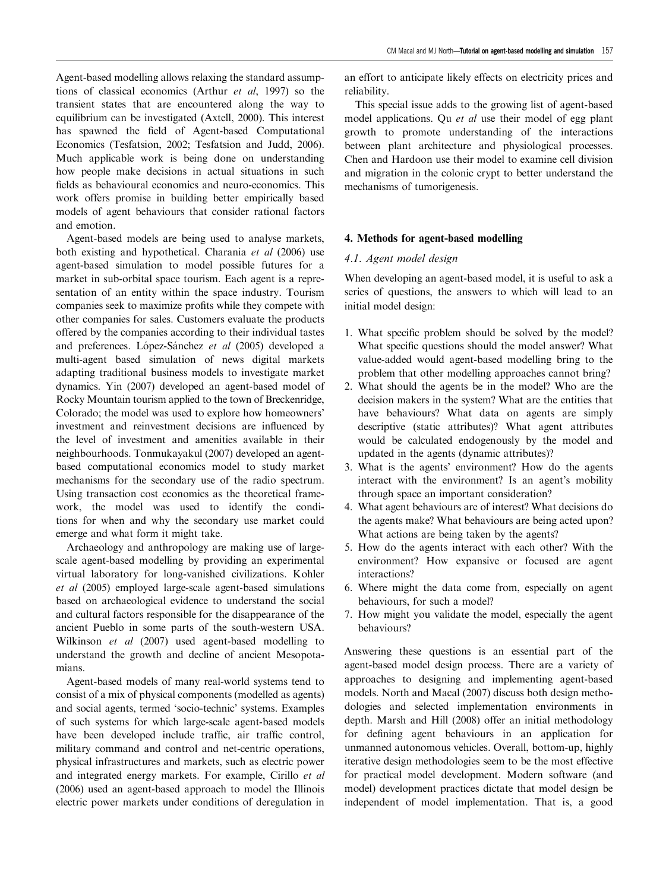Agent-based modelling allows relaxing the standard assumptions of classical economics (Arthur *et al*, 1997) so the transient states that are encountered along the way to equilibrium can be investigated (Axtell, 2000). This interest has spawned the field of Agent-based Computational Economics (Tesfatsion, 2002; Tesfatsion and Judd, 2006). Much applicable work is being done on understanding how people make decisions in actual situations in such fields as behavioural economics and neuro-economics. This work offers promise in building better empirically based models of agent behaviours that consider rational factors and emotion.

Agent-based models are being used to analyse markets, both existing and hypothetical. Charania *et al* (2006) use agent-based simulation to model possible futures for a market in sub-orbital space tourism. Each agent is a representation of an entity within the space industry. Tourism companies seek to maximize profits while they compete with other companies for sales. Customers evaluate the products offered by the companies according to their individual tastes and preferences. López-Sánchez *et al* (2005) developed a multi-agent based simulation of news digital markets adapting traditional business models to investigate market dynamics. Yin (2007) developed an agent-based model of Rocky Mountain tourism applied to the town of Breckenridge, Colorado; the model was used to explore how homeowners' investment and reinvestment decisions are influenced by the level of investment and amenities available in their neighbourhoods. Tonmukayakul (2007) developed an agent-based computational economics model to study market mechanisms for the secondary use of the radio spectrum. Using transaction cost economics as the theoretical framework, the model was used to identify the conditions for when and why the secondary use market could emerge and what form it might take.

Archaeology and anthropology are making use of large-scale agent-based modelling by providing an experimental virtual laboratory for long-vanished civilizations. Kohler *et al* (2005) employed large-scale agent-based simulations based on archaeological evidence to understand the social and cultural factors responsible for the disappearance of the ancient Pueblo in some parts of the south-western USA. Wilkinson *et al* (2007) used agent-based modelling to understand the growth and decline of ancient Mesopotamians.

Agent-based models of many real-world systems tend to consist of a mix of physical components (modelled as agents) and social agents, termed 'socio-technic' systems. Examples of such systems for which large-scale agent-based models have been developed include traffic, air traffic control, military command and control and net-centric operations, physical infrastructures and markets, such as electric power and integrated energy markets. For example, Cirillo *et al* (2006) used an agent-based approach to model the Illinois electric power markets under conditions of deregulation in an effort to anticipate likely effects on electricity prices and reliability.

This special issue adds to the growing list of agent-based model applications. Qu *et al* use their model of egg plant growth to promote understanding of the interactions between plant architecture and physiological processes. Chen and Hardoon use their model to examine cell division and migration in the colonic crypt to better understand the mechanisms of tumorigenesis.

## 4. Methods for agent-based modelling

### *4.1. Agent model design*

When developing an agent-based model, it is useful to ask a series of questions, the answers to which will lead to an initial model design:

1. What specific problem should be solved by the model? What specific questions should the model answer? What value-added would agent-based modelling bring to the problem that other modelling approaches cannot bring?
2. What should the agents be in the model? Who are the decision makers in the system? What are the entities that have behaviours? What data on agents are simply descriptive (static attributes)? What agent attributes would be calculated endogenously by the model and updated in the agents (dynamic attributes)?
3. What is the agents' environment? How do the agents interact with the environment? Is an agent's mobility through space an important consideration?
4. What agent behaviours are of interest? What decisions do the agents make? What behaviours are being acted upon? What actions are being taken by the agents?
5. How do the agents interact with each other? With the environment? How expansive or focused are agent interactions?
6. Where might the data come from, especially on agent behaviours, for such a model?
7. How might you validate the model, especially the agent behaviours?

Answering these questions is an essential part of the agent-based model design process. There are a variety of approaches to designing and implementing agent-based models. North and Macal (2007) discuss both design methodologies and selected implementation environments in depth. Marsh and Hill (2008) offer an initial methodology for defining agent behaviours in an application for unmanned autonomous vehicles. Overall, bottom-up, highly iterative design methodologies seem to be the most effective for practical model development. Modern software (and model) development practices dictate that model design be independent of model implementation. That is, a good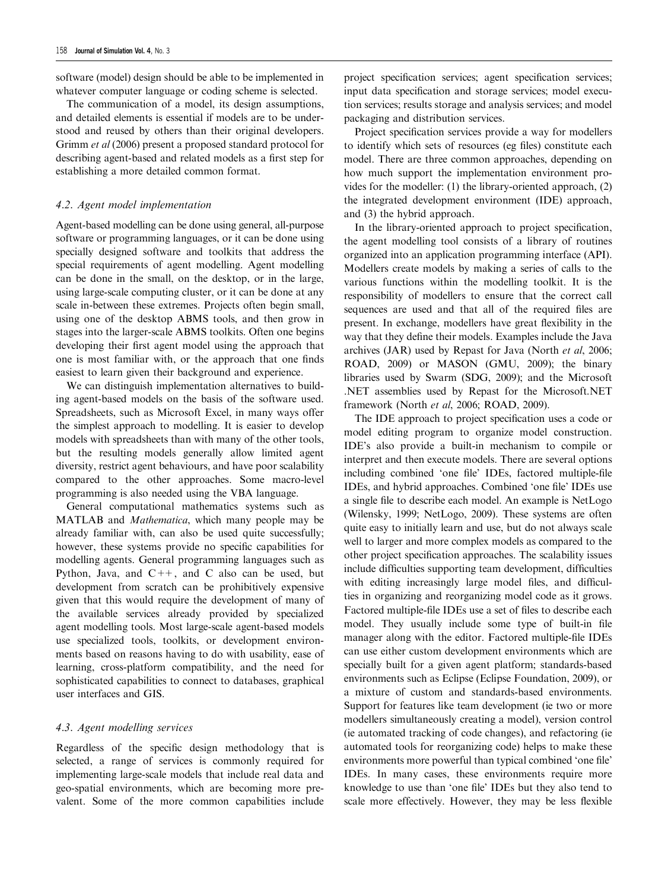software (model) design should be able to be implemented in whatever computer language or coding scheme is selected.

The communication of a model, its design assumptions, and detailed elements is essential if models are to be understood and reused by others than their original developers. Grimm *et al* (2006) present a proposed standard protocol for describing agent-based and related models as a first step for establishing a more detailed common format.

### 4.2. Agent model implementation

Agent-based modelling can be done using general, all-purpose software or programming languages, or it can be done using specially designed software and toolkits that address the special requirements of agent modelling. Agent modelling can be done in the small, on the desktop, or in the large, using large-scale computing cluster, or it can be done at any scale in-between these extremes. Projects often begin small, using one of the desktop ABMS tools, and then grow in stages into the larger-scale ABMS toolkits. Often one begins developing their first agent model using the approach that one is most familiar with, or the approach that one finds easiest to learn given their background and experience.

We can distinguish implementation alternatives to building agent-based models on the basis of the software used. Spreadsheets, such as Microsoft Excel, in many ways offer the simplest approach to modelling. It is easier to develop models with spreadsheets than with many of the other tools, but the resulting models generally allow limited agent diversity, restrict agent behaviours, and have poor scalability compared to the other approaches. Some macro-level programming is also needed using the VBA language.

General computational mathematics systems such as MATLAB and *Mathematica*, which many people may be already familiar with, can also be used quite successfully; however, these systems provide no specific capabilities for modelling agents. General programming languages such as Python, Java, and C++, and C also can be used, but development from scratch can be prohibitively expensive given that this would require the development of many of the available services already provided by specialized agent modelling tools. Most large-scale agent-based models use specialized tools, toolkits, or development environments based on reasons having to do with usability, ease of learning, cross-platform compatibility, and the need for sophisticated capabilities to connect to databases, graphical user interfaces and GIS.

### 4.3. Agent modelling services

Regardless of the specific design methodology that is selected, a range of services is commonly required for implementing large-scale models that include real data and geo-spatial environments, which are becoming more prevalent. Some of the more common capabilities include project specification services; agent specification services; input data specification and storage services; model execution services; results storage and analysis services; and model packaging and distribution services.

Project specification services provide a way for modellers to identify which sets of resources (eg files) constitute each model. There are three common approaches, depending on how much support the implementation environment provides for the modeller: (1) the library-oriented approach, (2) the integrated development environment (IDE) approach, and (3) the hybrid approach.

In the library-oriented approach to project specification, the agent modelling tool consists of a library of routines organized into an application programming interface (API). Modellers create models by making a series of calls to the various functions within the modelling toolkit. It is the responsibility of modellers to ensure that the correct call sequences are used and that all of the required files are present. In exchange, modellers have great flexibility in the way that they define their models. Examples include the Java archives (JAR) used by Repast for Java (North *et al*, 2006; ROAD, 2009) or MASON (GMU, 2009); the binary libraries used by Swarm (SDG, 2009); and the Microsoft .NET assemblies used by Repast for the Microsoft.NET framework (North *et al*, 2006; ROAD, 2009).

The IDE approach to project specification uses a code or model editing program to organize model construction. IDE's also provide a built-in mechanism to compile or interpret and then execute models. There are several options including combined 'one file' IDEs, factored multiple-file IDEs, and hybrid approaches. Combined 'one file' IDEs use a single file to describe each model. An example is NetLogo (Wilensky, 1999; NetLogo, 2009). These systems are often quite easy to initially learn and use, but do not always scale well to larger and more complex models as compared to the other project specification approaches. The scalability issues include difficulties supporting team development, difficulties with editing increasingly large model files, and difficulties in organizing and reorganizing model code as it grows. Factored multiple-file IDEs use a set of files to describe each model. They usually include some type of built-in file manager along with the editor. Factored multiple-file IDEs can use either custom development environments which are specially built for a given agent platform; standards-based environments such as Eclipse (Eclipse Foundation, 2009), or a mixture of custom and standards-based environments. Support for features like team development (ie two or more modellers simultaneously creating a model), version control (ie automated tracking of code changes), and refactoring (ie automated tools for reorganizing code) helps to make these environments more powerful than typical combined 'one file' IDEs. In many cases, these environments require more knowledge to use than 'one file' IDEs but they also tend to scale more effectively. However, they may be less flexible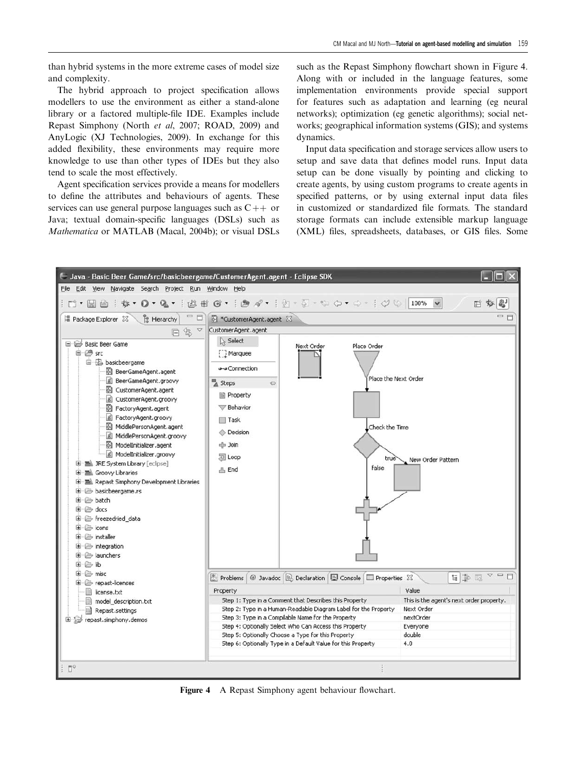than hybrid systems in the more extreme cases of model size and complexity.

The hybrid approach to project specification allows modellers to use the environment as either a stand-alone library or a factored multiple-file IDE. Examples include Repast Simphony (North *et al*, 2007; ROAD, 2009) and AnyLogic (XJ Technologies, 2009). In exchange for this added flexibility, these environments may require more knowledge to use than other types of IDEs but they also tend to scale the most effectively.

Agent specification services provide a means for modellers to define the attributes and behaviours of agents. These services can use general purpose languages such as C++ or Java; textual domain-specific languages (DSLs) such as *Mathematica* or MATLAB (Macal, 2004b); or visual DSLs such as the Repast Simphony flowchart shown in Figure 4. Along with or included in the language features, some implementation environments provide special support for features such as adaptation and learning (eg neural networks); optimization (eg genetic algorithms); social networks; geographical information systems (GIS); and systems dynamics.

Input data specification and storage services allow users to setup and save data that defines model runs. Input data setup can be done visually by pointing and clicking to create agents, by using custom programs to create agents in specified patterns, or by using external input data files in customized or standardized file formats. The standard storage formats can include extensible markup language (XML) files, spreadsheets, databases, or GIS files. Some

**Figure 4** A Repast Simphony agent behaviour flowchart.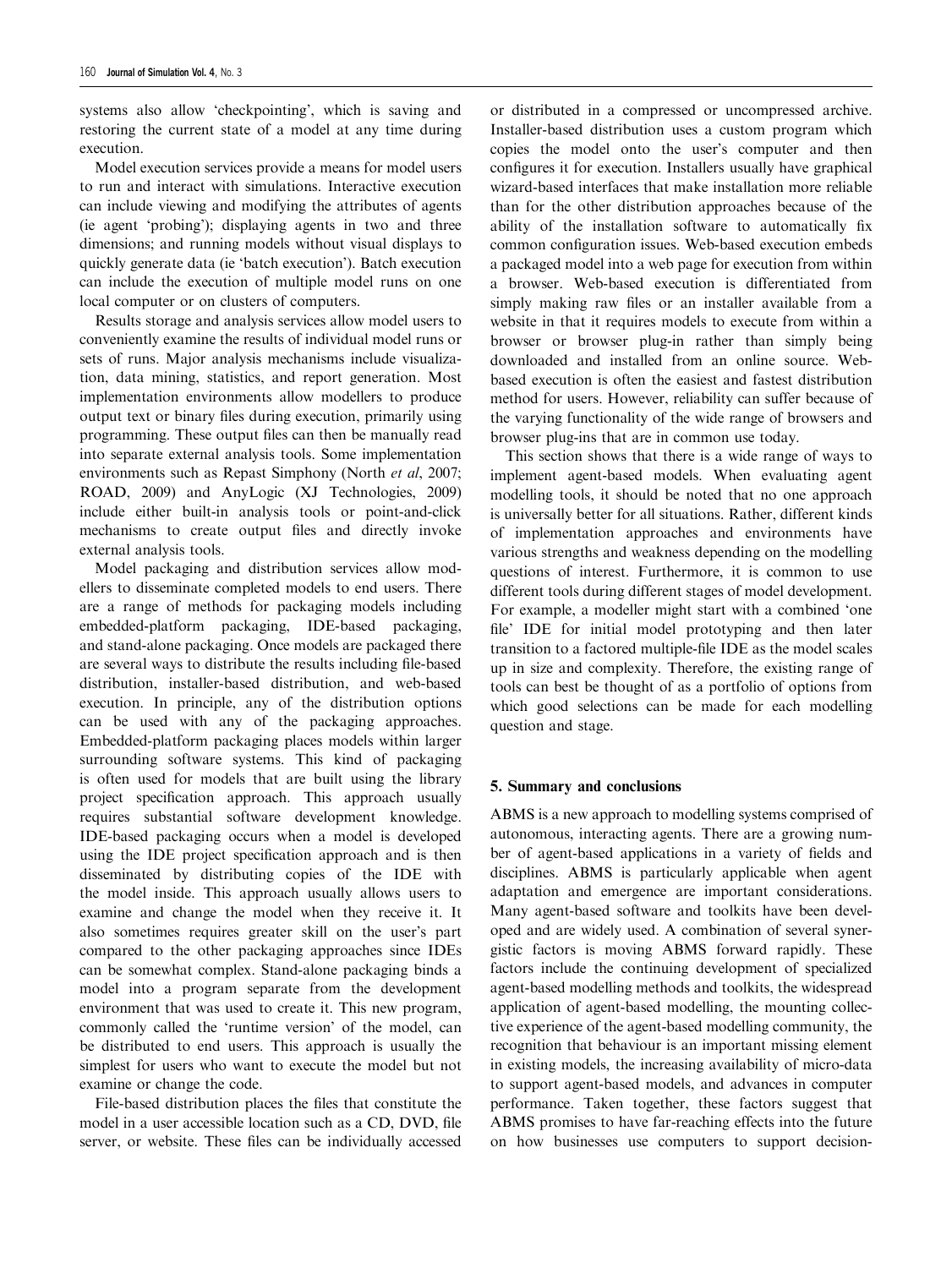systems also allow 'checkpointing', which is saving and restoring the current state of a model at any time during execution.

Model execution services provide a means for model users to run and interact with simulations. Interactive execution can include viewing and modifying the attributes of agents (ie agent 'probing'); displaying agents in two and three dimensions; and running models without visual displays to quickly generate data (ie 'batch execution'). Batch execution can include the execution of multiple model runs on one local computer or on clusters of computers.

Results storage and analysis services allow model users to conveniently examine the results of individual model runs or sets of runs. Major analysis mechanisms include visualization, data mining, statistics, and report generation. Most implementation environments allow modellers to produce output text or binary files during execution, primarily using programming. These output files can then be manually read into separate external analysis tools. Some implementation environments such as Repast Simphony (North *et al*, 2007; ROAD, 2009) and AnyLogic (XJ Technologies, 2009) include either built-in analysis tools or point-and-click mechanisms to create output files and directly invoke external analysis tools.

Model packaging and distribution services allow modellers to disseminate completed models to end users. There are a range of methods for packaging models including embedded-platform packaging, IDE-based packaging, and stand-alone packaging. Once models are packaged there are several ways to distribute the results including file-based distribution, installer-based distribution, and web-based execution. In principle, any of the distribution options can be used with any of the packaging approaches. Embedded-platform packaging places models within larger surrounding software systems. This kind of packaging is often used for models that are built using the library project specification approach. This approach usually requires substantial software development knowledge. IDE-based packaging occurs when a model is developed using the IDE project specification approach and is then disseminated by distributing copies of the IDE with the model inside. This approach usually allows users to examine and change the model when they receive it. It also sometimes requires greater skill on the user's part compared to the other packaging approaches since IDEs can be somewhat complex. Stand-alone packaging binds a model into a program separate from the development environment that was used to create it. This new program, commonly called the 'runtime version' of the model, can be distributed to end users. This approach is usually the simplest for users who want to execute the model but not examine or change the code.

File-based distribution places the files that constitute the model in a user accessible location such as a CD, DVD, file server, or website. These files can be individually accessed or distributed in a compressed or uncompressed archive. Installer-based distribution uses a custom program which copies the model onto the user's computer and then configures it for execution. Installers usually have graphical wizard-based interfaces that make installation more reliable than for the other distribution approaches because of the ability of the installation software to automatically fix common configuration issues. Web-based execution embeds a packaged model into a web page for execution from within a browser. Web-based execution is differentiated from simply making raw files or an installer available from a website in that it requires models to execute from within a browser or browser plug-in rather than simply being downloaded and installed from an online source. Web-based execution is often the easiest and fastest distribution method for users. However, reliability can suffer because of the varying functionality of the wide range of browsers and browser plug-ins that are in common use today.

This section shows that there is a wide range of ways to implement agent-based models. When evaluating agent modelling tools, it should be noted that no one approach is universally better for all situations. Rather, different kinds of implementation approaches and environments have various strengths and weakness depending on the modelling questions of interest. Furthermore, it is common to use different tools during different stages of model development. For example, a modeller might start with a combined 'one file' IDE for initial model prototyping and then later transition to a factored multiple-file IDE as the model scales up in size and complexity. Therefore, the existing range of tools can best be thought of as a portfolio of options from which good selections can be made for each modelling question and stage.

## 5. Summary and conclusions

ABMS is a new approach to modelling systems comprised of autonomous, interacting agents. There are a growing number of agent-based applications in a variety of fields and disciplines. ABMS is particularly applicable when agent adaptation and emergence are important considerations. Many agent-based software and toolkits have been developed and are widely used. A combination of several synergistic factors is moving ABMS forward rapidly. These factors include the continuing development of specialized agent-based modelling methods and toolkits, the widespread application of agent-based modelling, the mounting collective experience of the agent-based modelling community, the recognition that behaviour is an important missing element in existing models, the increasing availability of micro-data to support agent-based models, and advances in computer performance. Taken together, these factors suggest that ABMS promises to have far-reaching effects into the future on how businesses use computers to support decision-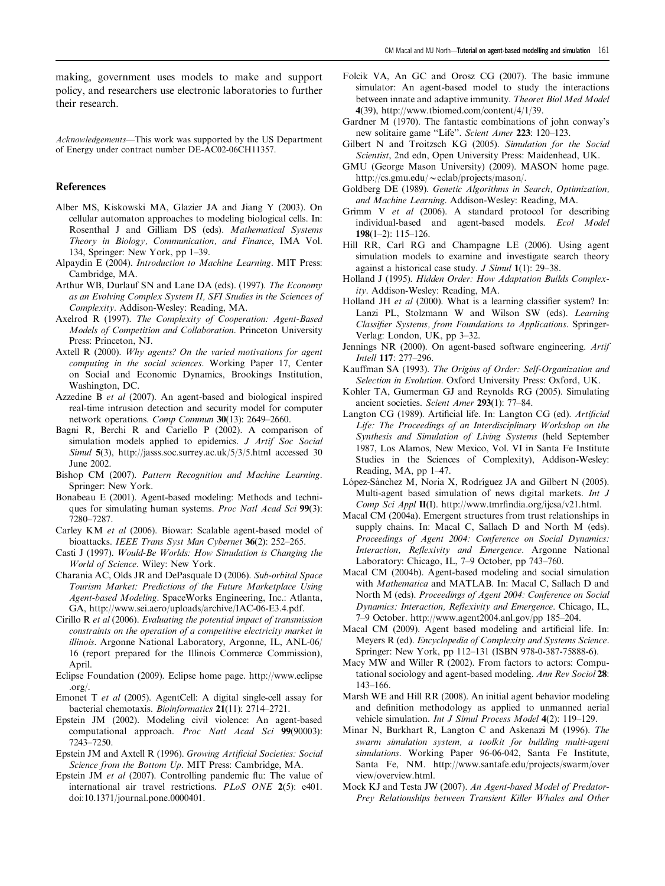making, government uses models to make and support policy, and researchers use electronic laboratories to further their research.

*Acknowledgements*—This work was supported by the US Department of Energy under contract number DE-AC02-06CH11357.

## References

Alber MS, Kiskowski MA, Glazier JA and Jiang Y (2003). On cellular automaton approaches to modeling biological cells. In: Rosenthal J and Gilliam DS (eds). *Mathematical Systems Theory in Biology, Communication, and Finance*, IMA Vol. 134, Springer: New York, pp 1–39.

Alpaydin E (2004). *Introduction to Machine Learning*. MIT Press: Cambridge, MA.

Arthur WB, Durlauf SN and Lane DA (eds). (1997). *The Economy as an Evolving Complex System II, SFI Studies in the Sciences of Complexity*. Addison-Wesley: Reading, MA.

Axelrod R (1997). *The Complexity of Cooperation: Agent-Based Models of Competition and Collaboration*. Princeton University Press: Princeton, NJ.

Axtell R (2000). *Why agents? On the varied motivations for agent computing in the social sciences*. Working Paper 17, Center on Social and Economic Dynamics, Brookings Institution, Washington, DC.

Azzedine B *et al* (2007). An agent-based and biological inspired real-time intrusion detection and security model for computer network operations. *Comp Commun* **30**(13): 2649–2660.

Bagni R, Berchi R and Cariello P (2002). A comparison of simulation models applied to epidemics. *J Artif Soc Social Simul* **5**(3), http://jasss.soc.surrey.ac.uk/5/3/5.html accessed 30 June 2002.

Bishop CM (2007). *Pattern Recognition and Machine Learning*. Springer: New York.

Bonabeau E (2001). Agent-based modeling: Methods and techniques for simulating human systems. *Proc Natl Acad Sci* **99**(3): 7280–7287.

Carley KM *et al* (2006). Biowar: Scalable agent-based model of bioattacks. *IEEE Trans Syst Man Cybernet* **36**(2): 252–265.

Casti J (1997). *Would-Be Worlds: How Simulation is Changing the World of Science*. Wiley: New York.

Charania AC, Olds JR and DePasquale D (2006). *Sub-orbital Space Tourism Market: Predictions of the Future Marketplace Using Agent-based Modeling*. SpaceWorks Engineering, Inc.: Atlanta, GA, http://www.sei.aero/uploads/archive/IAC-06-E3.4.pdf.

Cirillo R *et al* (2006). *Evaluating the potential impact of transmission constraints on the operation of a competitive electricity market in illinois*. Argonne National Laboratory, Argonne, IL, ANL-06/16 (report prepared for the Illinois Commerce Commission), April.

Eclipse Foundation (2009). Eclipse home page. http://www.eclipse.org/.

Emonet T *et al* (2005). AgentCell: A digital single-cell assay for bacterial chemotaxis. *Bioinformatics* **21**(11): 2714–2721.

Epstein JM (2002). Modeling civil violence: An agent-based computational approach. *Proc Natl Acad Sci* **99**(90003): 7243–7250.

Epstein JM and Axtell R (1996). *Growing Artificial Societies: Social Science from the Bottom Up*. MIT Press: Cambridge, MA.

Epstein JM *et al* (2007). Controlling pandemic flu: The value of international air travel restrictions. *PLoS ONE* **2**(5): e401. doi:10.1371/journal.pone.0000401.

Folcik VA, An GC and Orosz CG (2007). The basic immune simulator: An agent-based model to study the interactions between innate and adaptive immunity. *Theoret Biol Med Model* **4**(39), http://www.tbiomed.com/content/4/1/39.

Gardner M (1970). The fantastic combinations of john conway's new solitaire game "Life". *Scient Amer* **223**: 120–123.

Gilbert N and Troitzsch KG (2005). *Simulation for the Social Scientist*, 2nd edn, Open University Press: Maidenhead, UK.

GMU (George Mason University) (2009). MASON home page. http://cs.gmu.edu/~eclab/projects/mason/.

Goldberg DE (1989). *Genetic Algorithms in Search, Optimization, and Machine Learning*. Addison-Wesley: Reading, MA.

Grimm V *et al* (2006). A standard protocol for describing individual-based and agent-based models. *Ecol Model* **198**(1–2): 115–126.

Hill RR, Carl RG and Champagne LE (2006). Using agent simulation models to examine and investigate search theory against a historical case study. *J Simul* **1**(1): 29–38.

Holland J (1995). *Hidden Order: How Adaptation Builds Complexity*. Addison-Wesley: Reading, MA.

Holland JH *et al* (2000). What is a learning classifier system? In: Lanzi PL, Stolzmann W and Wilson SW (eds). *Learning Classifier Systems, from Foundations to Applications*. Springer-Verlag: London, UK, pp 3–32.

Jennings NR (2000). On agent-based software engineering. *Artif Intell* **117**: 277–296.

Kauffman SA (1993). *The Origins of Order: Self-Organization and Selection in Evolution*. Oxford University Press: Oxford, UK.

Kohler TA, Gumerman GJ and Reynolds RG (2005). Simulating ancient societies. *Scient Amer* **293**(1): 77–84.

Langton CG (1989). Artificial life. In: Langton CG (ed). *Artificial Life: The Proceedings of an Interdisciplinary Workshop on the Synthesis and Simulation of Living Systems* (held September 1987, Los Alamos, New Mexico, Vol. VI in Santa Fe Institute Studies in the Sciences of Complexity), Addison-Wesley: Reading, MA, pp 1–47.

López-Sánchez M, Noria X, Rodríguez JA and Gilbert N (2005). Multi-agent based simulation of news digital markets. *Int J Comp Sci Appl* **II**(I). http://www.tmrfindia.org/ijcsa/v21.html.

Macal CM (2004a). Emergent structures from trust relationships in supply chains. In: Macal C, Sallach D and North M (eds). *Proceedings of Agent 2004: Conference on Social Dynamics: Interaction, Reflexivity and Emergence*. Argonne National Laboratory: Chicago, IL, 7–9 October, pp 743–760.

Macal CM (2004b). Agent-based modeling and social simulation with *Mathematica* and MATLAB. In: Macal C, Sallach D and North M (eds). *Proceedings of Agent 2004: Conference on Social Dynamics: Interaction, Reflexivity and Emergence*. Chicago, IL, 7–9 October. http://www.agent2004.anl.gov/pp 185–204.

Macal CM (2009). Agent based modeling and artificial life. In: Meyers R (ed). *Encyclopedia of Complexity and Systems Science*. Springer: New York, pp 112–131 (ISBN 978-0-387-75888-6).

Macy MW and Willer R (2002). From factors to actors: Computational sociology and agent-based modeling. *Ann Rev Sociol* **28**: 143–166.

Marsh WE and Hill RR (2008). An initial agent behavior modeling and definition methodology as applied to unmanned aerial vehicle simulation. *Int J Simul Process Model* **4**(2): 119–129.

Minar N, Burkhart R, Langton C and Askenazi M (1996). *The swarm simulation system, a toolkit for building multi-agent simulations*. Working Paper 96-06-042, Santa Fe Institute, Santa Fe, NM. http://www.santafe.edu/projects/swarm/overview/overview.html.

Mock KJ and Testa JW (2007). *An Agent-based Model of Predator-Prey Relationships between Transient Killer Whales and Other*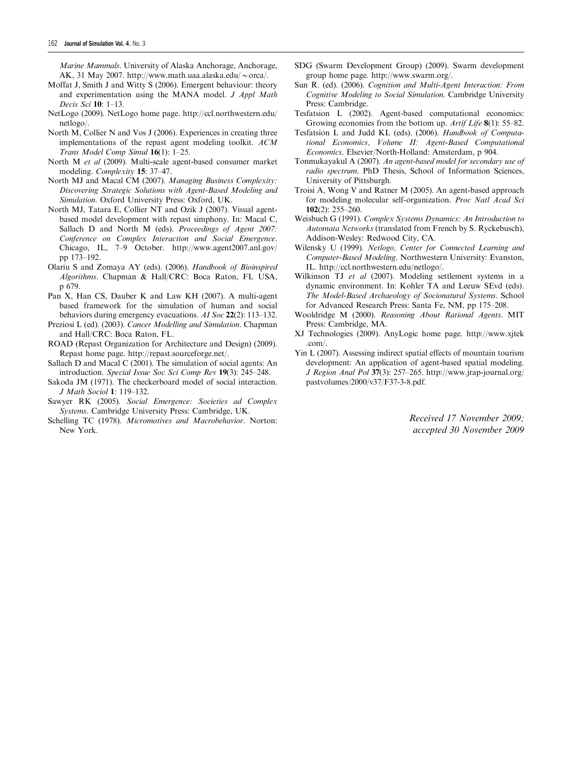*Marine Mammals*. University of Alaska Anchorage, Anchorage, AK, 31 May 2007. http://www.math.uaa.alaska.edu/∼orca/.

Moffat J, Smith J and Witty S (2006). Emergent behaviour: theory and experimentation using the MANA model. *J Appl Math Decis Sci* **10**: 1–13.

NetLogo (2009). NetLogo home page. http://ccl.northwestern.edu/netlogo/.

North M, Collier N and Vos J (2006). Experiences in creating three implementations of the repast agent modeling toolkit. *ACM Trans Model Comp Simul* **16**(1): 1–25.

North M *et al* (2009). Multi-scale agent-based consumer market modeling. *Complexity* **15**: 37–47.

North MJ and Macal CM (2007). *Managing Business Complexity: Discovering Strategic Solutions with Agent-Based Modeling and Simulation*. Oxford University Press: Oxford, UK.

North MJ, Tatara E, Collier NT and Ozik J (2007). Visual agent-based model development with repast simphony. In: Macal C, Sallach D and North M (eds). *Proceedings of Agent 2007: Conference on Complex Interaction and Social Emergence*. Chicago, IL, 7–9 October. http://www.agent2007.anl.gov/ pp 173–192.

Olariu S and Zomaya AY (eds). (2006). *Handbook of Bioinspired Algorithms*. Chapman & Hall/CRC: Boca Raton, FL USA, p 679.

Pan X, Han CS, Dauber K and Law KH (2007). A multi-agent based framework for the simulation of human and social behaviors during emergency evacuations. *AI Soc* **22**(2): 113–132.

Preziosi L (ed). (2003). *Cancer Modelling and Simulation*. Chapman and Hall/CRC: Boca Raton, FL.

ROAD (Repast Organization for Architecture and Design) (2009). Repast home page. http://repast.sourceforge.net/.

Sallach D and Macal C (2001). The simulation of social agents: An introduction. *Special Issue Soc Sci Comp Rev* **19**(3): 245–248.

Sakoda JM (1971). The checkerboard model of social interaction. *J Math Sociol* **1**: 119–132.

Sawyer RK (2005). *Social Emergence: Societies ad Complex Systems*. Cambridge University Press: Cambridge, UK.

Schelling TC (1978). *Micromotives and Macrobehavior*. Norton: New York.

SDG (Swarm Development Group) (2009). Swarm development group home page. http://www.swarm.org/.

Sun R. (ed). (2006). *Cognition and Multi-Agent Interaction: From Cognitive Modeling to Social Simulation*. Cambridge University Press: Cambridge.

Tesfatsion L (2002). Agent-based computational economics: Growing economies from the bottom up. *Artif Life* **8**(1): 55–82.

Tesfatsion L and Judd KL (eds). (2006). *Handbook of Computational Economics, Volume II: Agent-Based Computational Economics*. Elsevier/North-Holland: Amsterdam, p 904.

Tonmukayakul A (2007). *An agent-based model for secondary use of radio spectrum*. PhD Thesis, School of Information Sciences, University of Pittsburgh.

Troisi A, Wong V and Ratner M (2005). An agent-based approach for modeling molecular self-organization. *Proc Natl Acad Sci* **102**(2): 255–260.

Weisbuch G (1991). *Complex Systems Dynamics: An Introduction to Automata Networks* (translated from French by S. Ryckebusch), Addison-Wesley: Redwood City, CA.

Wilensky U (1999). *Netlogo, Center for Connected Learning and Computer-Based Modeling*. Northwestern University: Evanston, IL. http://ccl.northwestern.edu/netlogo/.

Wilkinson TJ *et al* (2007). Modeling settlement systems in a dynamic environment. In: Kohler TA and Leeuw SEvd (eds). *The Model-Based Archaeology of Socionatural Systems*. School for Advanced Research Press: Santa Fe, NM, pp 175–208.

Wooldridge M (2000). *Reasoning About Rational Agents*. MIT Press: Cambridge, MA.

XJ Technologies (2009). AnyLogic home page. http://www.xjtek.com/.

Yin L (2007). Assessing indirect spatial effects of mountain tourism development: An application of agent-based spatial modeling. *J Region Anal Pol* **37**(3): 257–265. http://www.jrap-journal.org/pastvolumes/2000/v37/F37-3-8.pdf.

*Received 17 November 2009; accepted 30 November 2009*